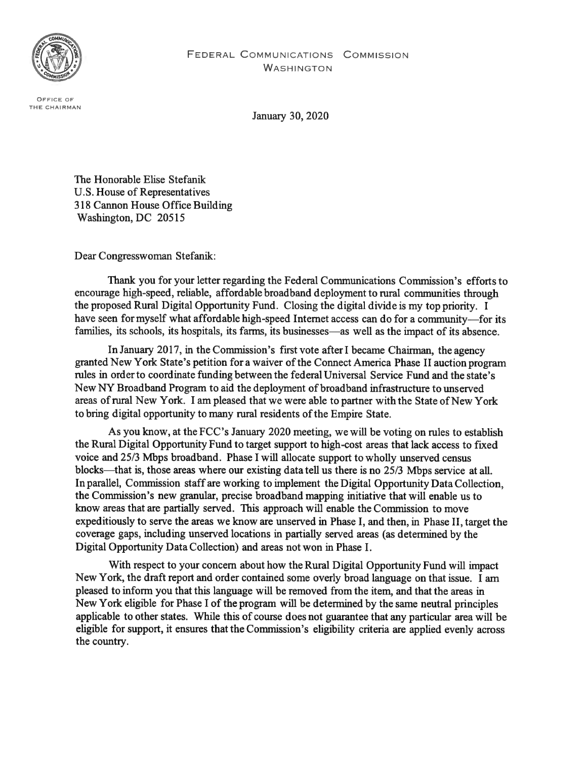FEDERAL COMMUNICATIONS COMMISSION
WASHINGTON

OFFICE OF THE CHAIRMAN

January 30, 2020

The Honorable Elise Stefanik
U.S. House of Representatives
318 Cannon House Office Building
Washington, DC 20515

Dear Congresswoman Stefanik:

Thank you for your letter regarding the Federal Communications Commission's efforts to encourage high-speed, reliable, affordable broadband deployment to rural communities through the proposed Rural Digital Opportunity Fund. Closing the digital divide is my top priority. I have seen for myself what affordable high-speed Internet access can do for a community—for its families, its schools, its hospitals, its farms, its businesses—as well as the impact of its absence.

In January 2017, in the Commission's first vote after I became Chairman, the agency granted New York State's petition for a waiver of the Connect America Phase II auction program rules in order to coordinate funding between the federal Universal Service Fund and the state's New NY Broadband Program to aid the deployment of broadband infrastructure to unserved areas of rural New York. I am pleased that we were able to partner with the State of New York to bring digital opportunity to many rural residents of the Empire State.

As you know, at the FCC's January 2020 meeting, we will be voting on rules to establish the Rural Digital Opportunity Fund to target support to high-cost areas that lack access to fixed voice and 25/3 Mbps broadband. Phase I will allocate support to wholly unserved census blocks—that is, those areas where our existing data tell us there is no 25/3 Mbps service at all. In parallel, Commission staff are working to implement the Digital Opportunity Data Collection, the Commission's new granular, precise broadband mapping initiative that will enable us to know areas that are partially served. This approach will enable the Commission to move expeditiously to serve the areas we know are unserved in Phase I, and then, in Phase II, target the coverage gaps, including unserved locations in partially served areas (as determined by the Digital Opportunity Data Collection) and areas not won in Phase I.

With respect to your concern about how the Rural Digital Opportunity Fund will impact New York, the draft report and order contained some overly broad language on that issue. I am pleased to inform you that this language will be removed from the item, and that the areas in New York eligible for Phase I of the program will be determined by the same neutral principles applicable to other states. While this of course does not guarantee that any particular area will be eligible for support, it ensures that the Commission's eligibility criteria are applied evenly across the country.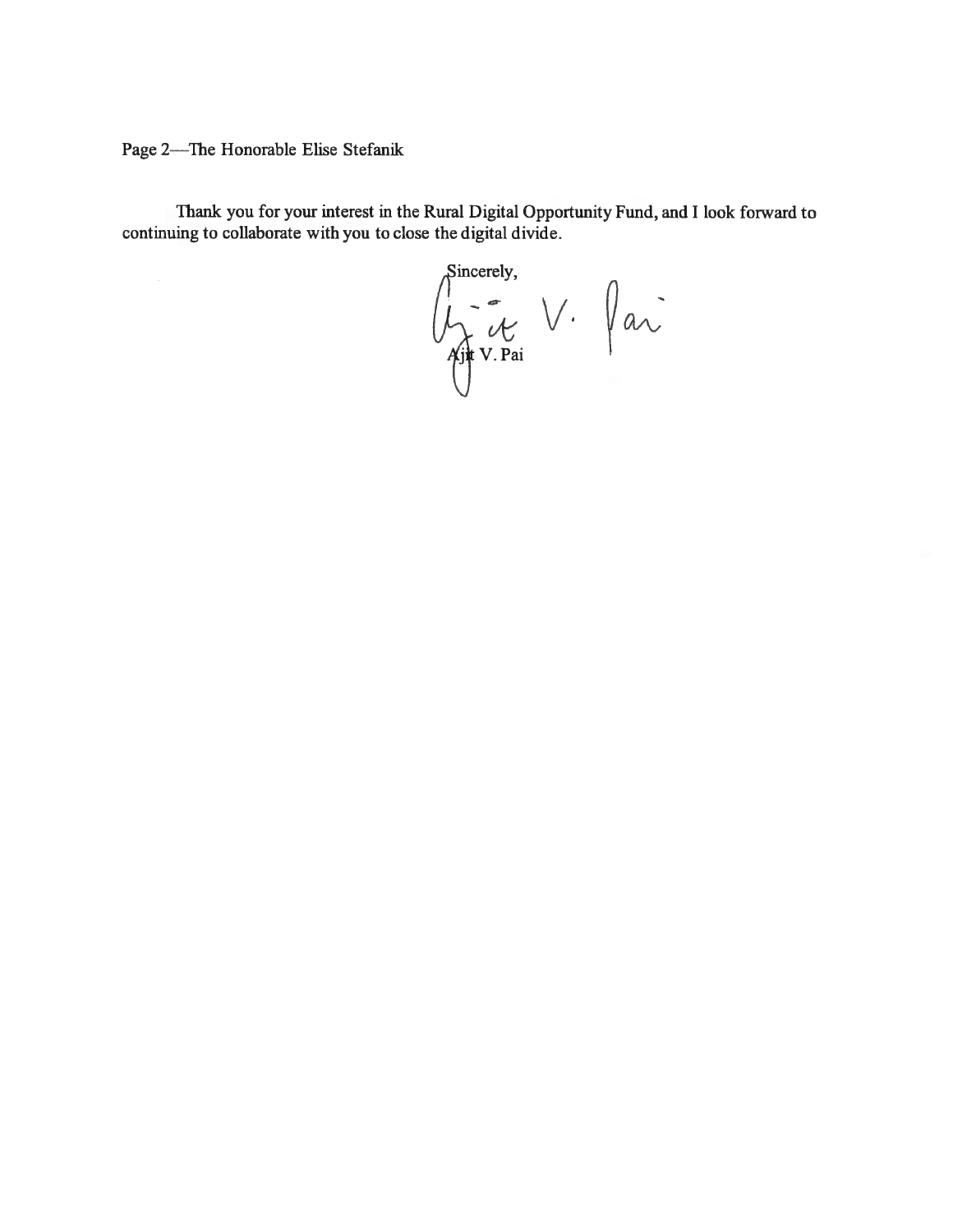Page 2—The Honorable Elise Stefanik

Thank you for your interest in the Rural Digital Opportunity Fund, and I look forward to continuing to collaborate with you to close the digital divide.

Sincerely,

Ajit V. Pai